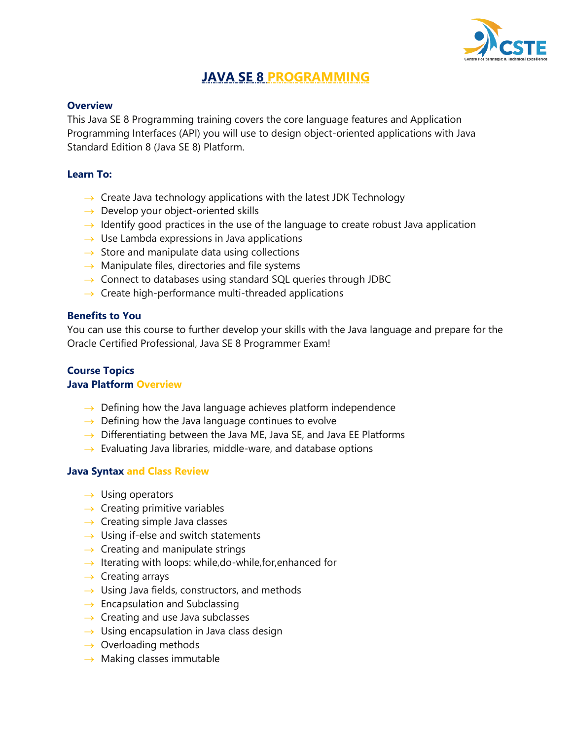# JAVA SE 8 PROGRAMMING

### Overview

This Java SE 8 Programming training covers the core language features and Application Programming Interfaces (API) you will use to design object-oriented applications with Java Standard Edition 8 (Java SE 8) Platform.

### Learn To:

- Create Java technology applications with the latest JDK Technology
- Develop your object-oriented skills
- Identify good practices in the use of the language to create robust Java application
- Use Lambda expressions in Java applications
- Store and manipulate data using collections
- Manipulate files, directories and file systems
- Connect to databases using standard SQL queries through JDBC
- Create high-performance multi-threaded applications

### Benefits to You

You can use this course to further develop your skills with the Java language and prepare for the Oracle Certified Professional, Java SE 8 Programmer Exam!

### Course Topics

### Java Platform Overview

- Defining how the Java language achieves platform independence
- Defining how the Java language continues to evolve
- Differentiating between the Java ME, Java SE, and Java EE Platforms
- Evaluating Java libraries, middle-ware, and database options

### Java Syntax and Class Review

- Using operators
- Creating primitive variables
- Creating simple Java classes
- Using if-else and switch statements
- Creating and manipulate strings
- Iterating with loops: while,do-while,for,enhanced for
- Creating arrays
- Using Java fields, constructors, and methods
- Encapsulation and Subclassing
- Creating and use Java subclasses
- Using encapsulation in Java class design
- Overloading methods
- Making classes immutable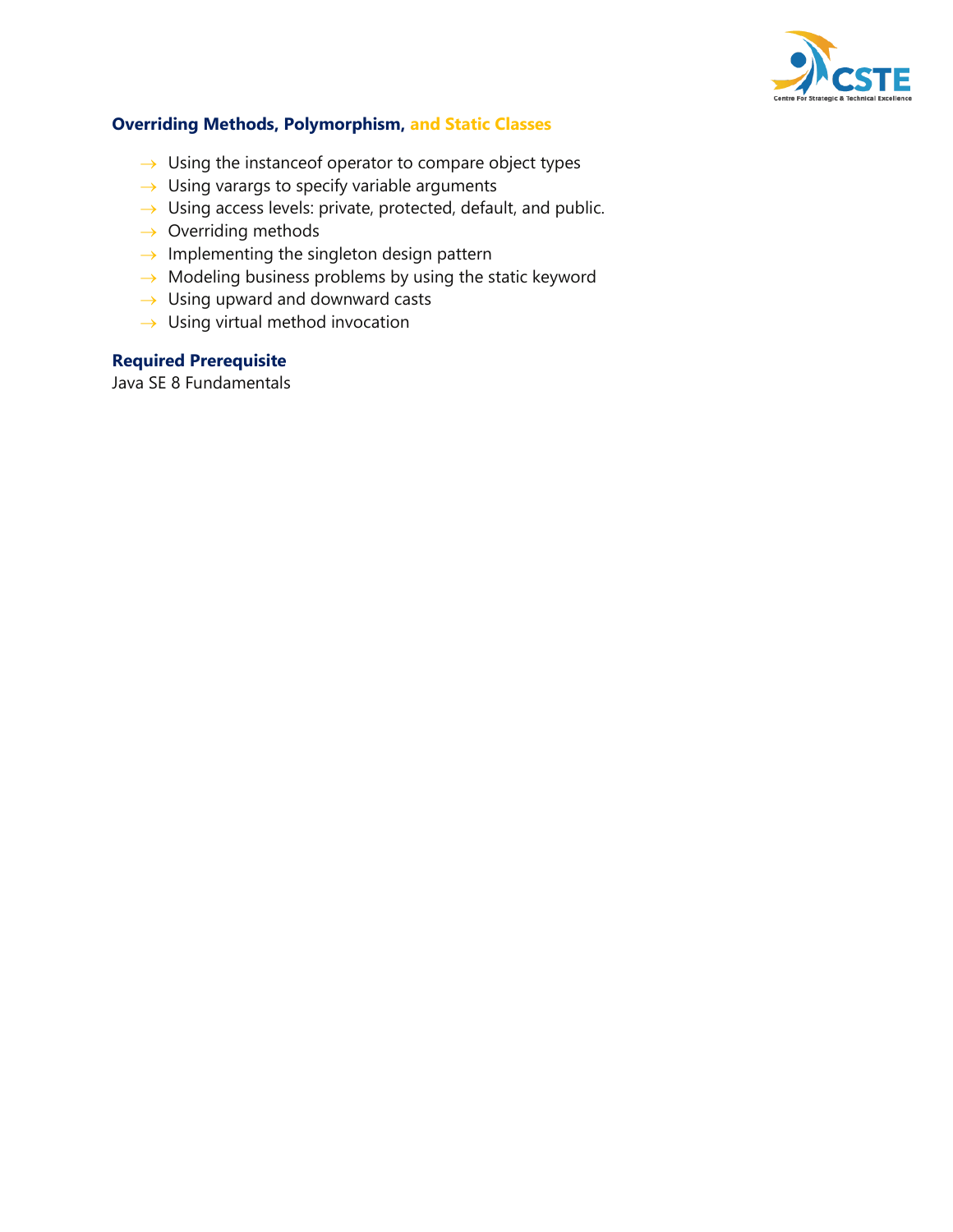**Overriding Methods, Polymorphism, and Static Classes**

- Using the instanceof operator to compare object types
- Using varargs to specify variable arguments
- Using access levels: private, protected, default, and public.
- Overriding methods
- Implementing the singleton design pattern
- Modeling business problems by using the static keyword
- Using upward and downward casts
- Using virtual method invocation

**Required Prerequisite**

Java SE 8 Fundamentals